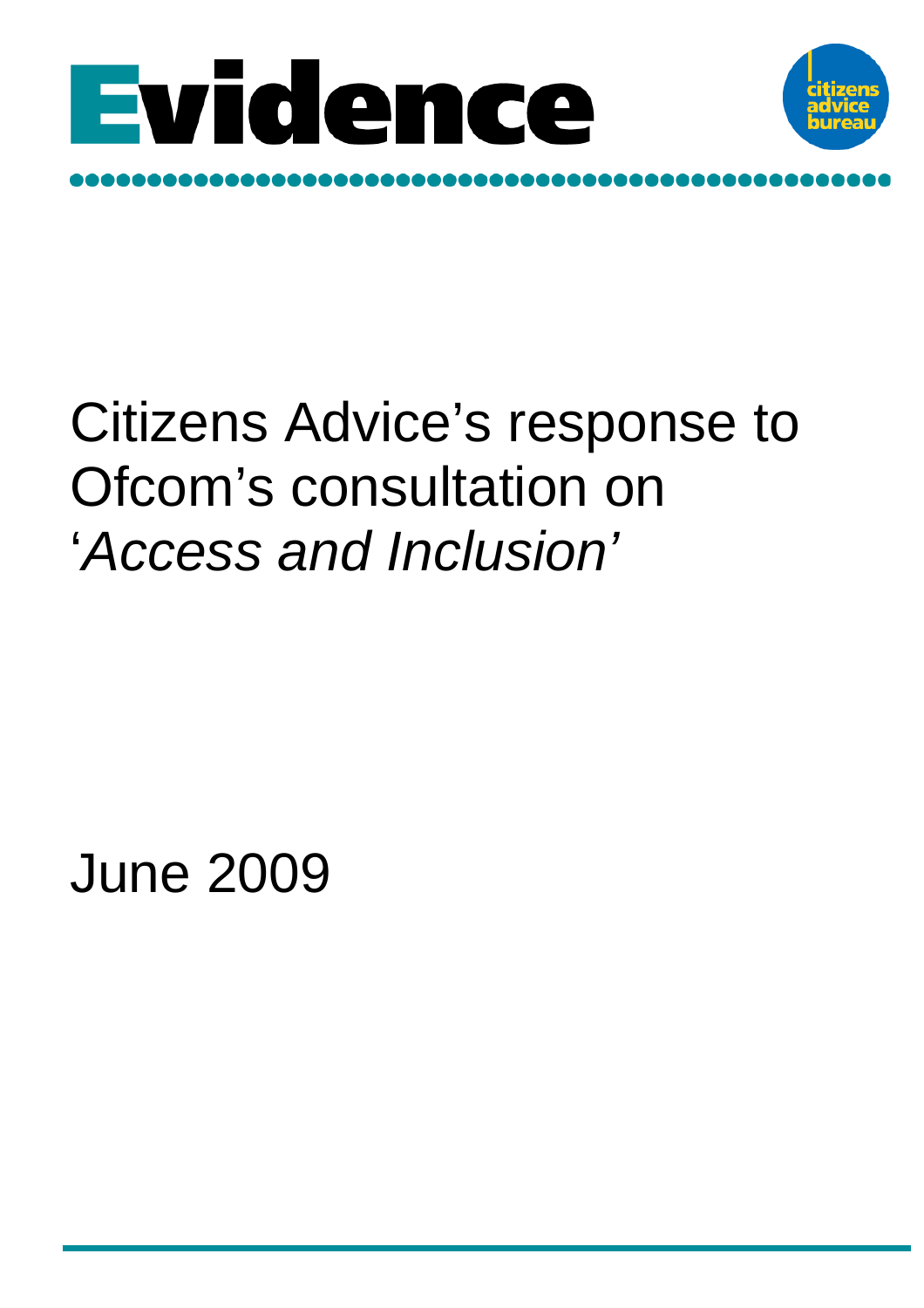# Evidence

citizens advice bureau

# Citizens Advice's response to Ofcom's consultation on '*Access and Inclusion'*

June 2009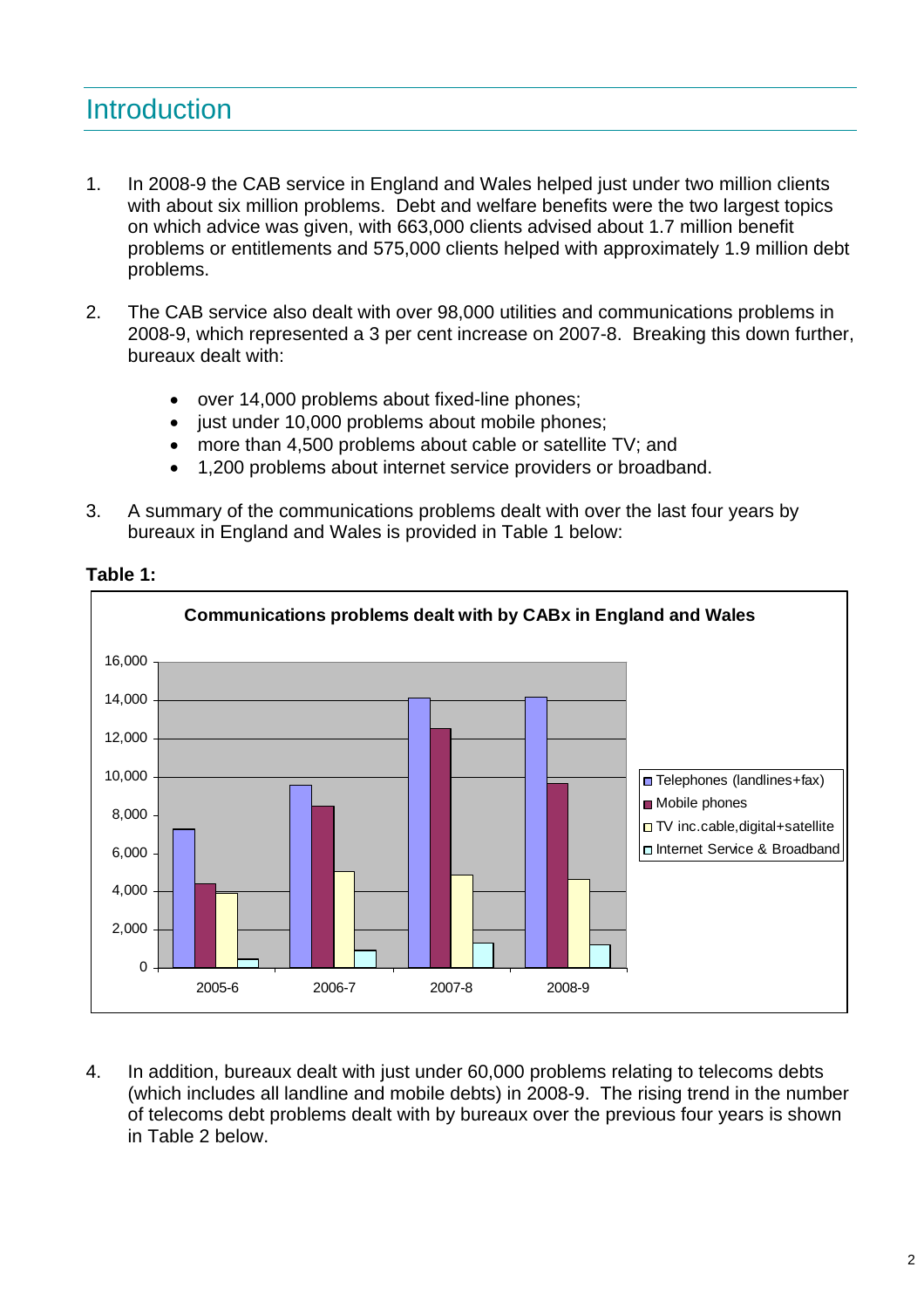# Introduction

1. In 2008-9 the CAB service in England and Wales helped just under two million clients with about six million problems. Debt and welfare benefits were the two largest topics on which advice was given, with 663,000 clients advised about 1.7 million benefit problems or entitlements and 575,000 clients helped with approximately 1.9 million debt problems.

2. The CAB service also dealt with over 98,000 utilities and communications problems in 2008-9, which represented a 3 per cent increase on 2007-8. Breaking this down further, bureaux dealt with:

    - over 14,000 problems about fixed-line phones;
    - just under 10,000 problems about mobile phones;
    - more than 4,500 problems about cable or satellite TV; and
    - 1,200 problems about internet service providers or broadband.

3. A summary of the communications problems dealt with over the last four years by bureaux in England and Wales is provided in Table 1 below:

**Table 1:**

**Communications problems dealt with by CABx in England and Wales**

(Bar chart: y-axis 0 to 16,000; categories 2005-6, 2006-7, 2007-8, 2008-9; series: Telephones (landlines+fax), Mobile phones, TV inc.cable,digital+satellite, Internet Service & Broadband)

4. In addition, bureaux dealt with just under 60,000 problems relating to telecoms debts (which includes all landline and mobile debts) in 2008-9. The rising trend in the number of telecoms debt problems dealt with by bureaux over the previous four years is shown in Table 2 below.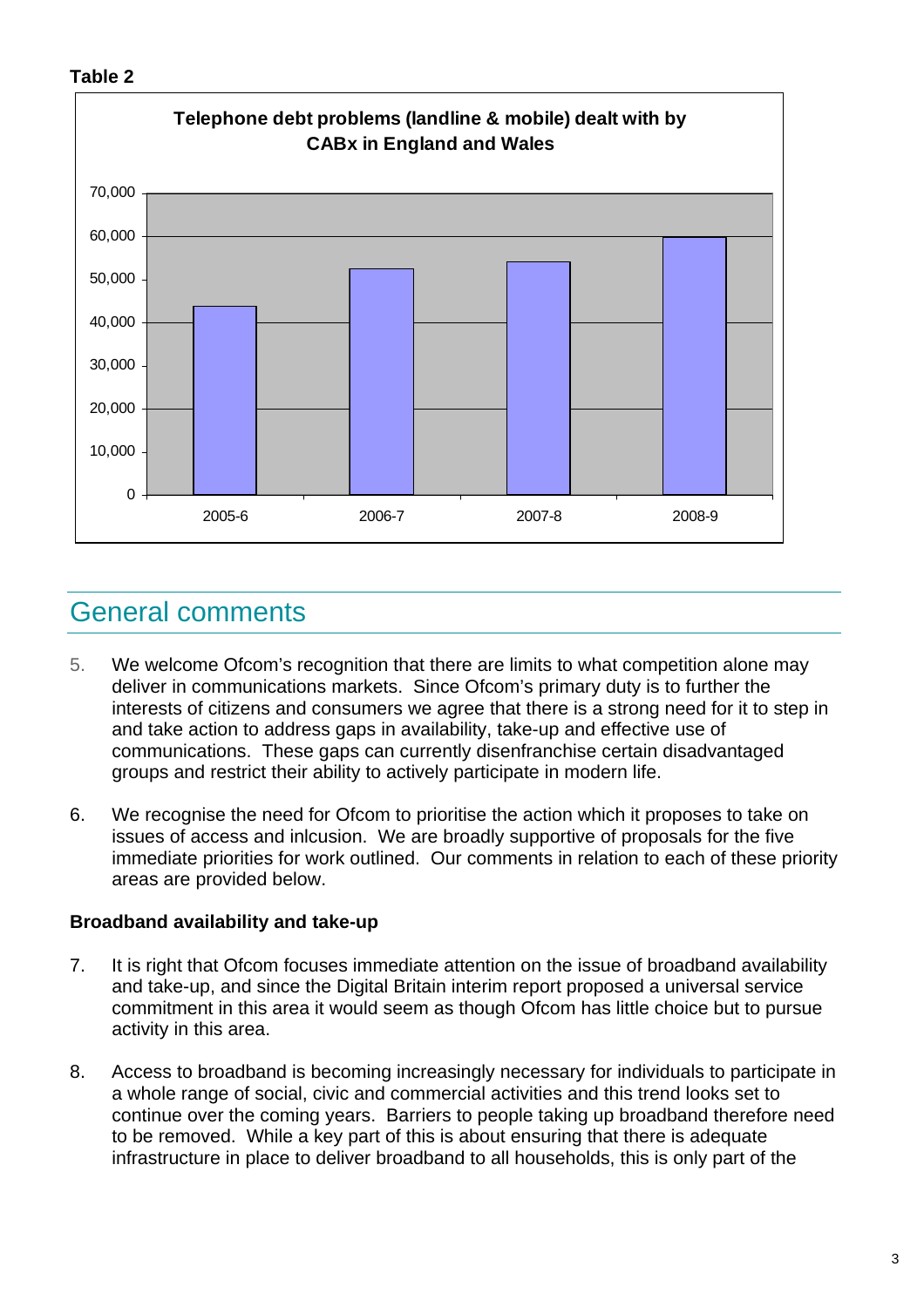**Table 2**

**Telephone debt problems (landline & mobile) dealt with by CABx in England and Wales**

## General comments

5. We welcome Ofcom's recognition that there are limits to what competition alone may deliver in communications markets. Since Ofcom's primary duty is to further the interests of citizens and consumers we agree that there is a strong need for it to step in and take action to address gaps in availability, take-up and effective use of communications. These gaps can currently disenfranchise certain disadvantaged groups and restrict their ability to actively participate in modern life.

6. We recognise the need for Ofcom to prioritise the action which it proposes to take on issues of access and inlcusion. We are broadly supportive of proposals for the five immediate priorities for work outlined. Our comments in relation to each of these priority areas are provided below.

**Broadband availability and take-up**

7. It is right that Ofcom focuses immediate attention on the issue of broadband availability and take-up, and since the Digital Britain interim report proposed a universal service commitment in this area it would seem as though Ofcom has little choice but to pursue activity in this area.

8. Access to broadband is becoming increasingly necessary for individuals to participate in a whole range of social, civic and commercial activities and this trend looks set to continue over the coming years. Barriers to people taking up broadband therefore need to be removed. While a key part of this is about ensuring that there is adequate infrastructure in place to deliver broadband to all households, this is only part of the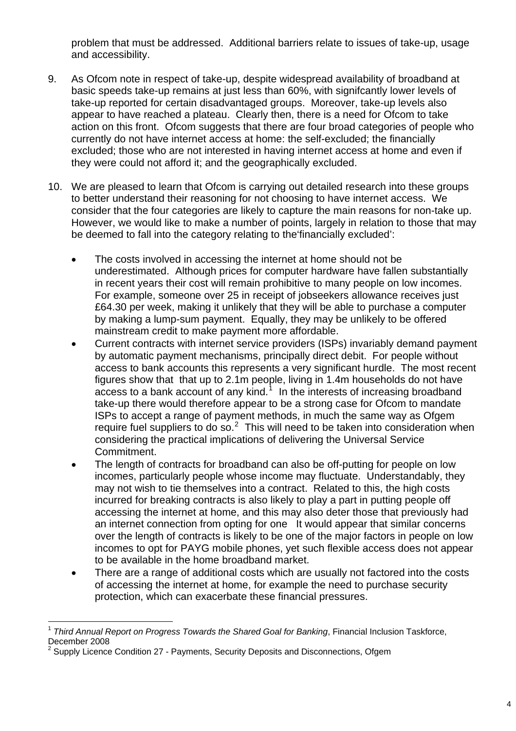problem that must be addressed. Additional barriers relate to issues of take-up, usage and accessibility.

9. As Ofcom note in respect of take-up, despite widespread availability of broadband at basic speeds take-up remains at just less than 60%, with signifcantly lower levels of take-up reported for certain disadvantaged groups. Moreover, take-up levels also appear to have reached a plateau. Clearly then, there is a need for Ofcom to take action on this front. Ofcom suggests that there are four broad categories of people who currently do not have internet access at home: the self-excluded; the financially excluded; those who are not interested in having internet access at home and even if they were could not afford it; and the geographically excluded.

10. We are pleased to learn that Ofcom is carrying out detailed research into these groups to better understand their reasoning for not choosing to have internet access. We consider that the four categories are likely to capture the main reasons for non-take up. However, we would like to make a number of points, largely in relation to those that may be deemed to fall into the category relating to the'financially excluded':

    - The costs involved in accessing the internet at home should not be underestimated. Although prices for computer hardware have fallen substantially in recent years their cost will remain prohibitive to many people on low incomes. For example, someone over 25 in receipt of jobseekers allowance receives just £64.30 per week, making it unlikely that they will be able to purchase a computer by making a lump-sum payment. Equally, they may be unlikely to be offered mainstream credit to make payment more affordable.
    - Current contracts with internet service providers (ISPs) invariably demand payment by automatic payment mechanisms, principally direct debit. For people without access to bank accounts this represents a very significant hurdle. The most recent figures show that that up to 2.1m people, living in 1.4m households do not have access to a bank account of any kind.[1] In the interests of increasing broadband take-up there would therefore appear to be a strong case for Ofcom to mandate ISPs to accept a range of payment methods, in much the same way as Ofgem require fuel suppliers to do so.[2] This will need to be taken into consideration when considering the practical implications of delivering the Universal Service Commitment.
    - The length of contracts for broadband can also be off-putting for people on low incomes, particularly people whose income may fluctuate. Understandably, they may not wish to tie themselves into a contract. Related to this, the high costs incurred for breaking contracts is also likely to play a part in putting people off accessing the internet at home, and this may also deter those that previously had an internet connection from opting for one It would appear that similar concerns over the length of contracts is likely to be one of the major factors in people on low incomes to opt for PAYG mobile phones, yet such flexible access does not appear to be available in the home broadband market.
    - There are a range of additional costs which are usually not factored into the costs of accessing the internet at home, for example the need to purchase security protection, which can exacerbate these financial pressures.

---

[1] *Third Annual Report on Progress Towards the Shared Goal for Banking*, Financial Inclusion Taskforce, December 2008

[2] Supply Licence Condition 27 - Payments, Security Deposits and Disconnections, Ofgem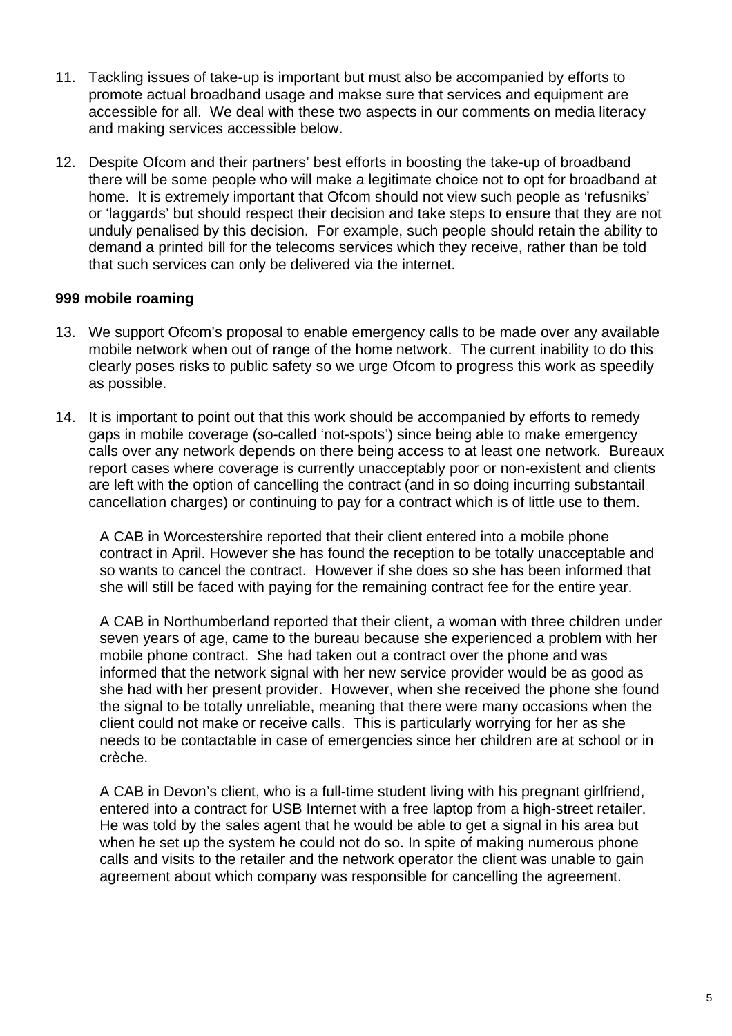11. Tackling issues of take-up is important but must also be accompanied by efforts to promote actual broadband usage and makse sure that services and equipment are accessible for all. We deal with these two aspects in our comments on media literacy and making services accessible below.

12. Despite Ofcom and their partners' best efforts in boosting the take-up of broadband there will be some people who will make a legitimate choice not to opt for broadband at home. It is extremely important that Ofcom should not view such people as 'refusniks' or 'laggards' but should respect their decision and take steps to ensure that they are not unduly penalised by this decision. For example, such people should retain the ability to demand a printed bill for the telecoms services which they receive, rather than be told that such services can only be delivered via the internet.

**999 mobile roaming**

13. We support Ofcom's proposal to enable emergency calls to be made over any available mobile network when out of range of the home network. The current inability to do this clearly poses risks to public safety so we urge Ofcom to progress this work as speedily as possible.

14. It is important to point out that this work should be accompanied by efforts to remedy gaps in mobile coverage (so-called 'not-spots') since being able to make emergency calls over any network depends on there being access to at least one network. Bureaux report cases where coverage is currently unacceptably poor or non-existent and clients are left with the option of cancelling the contract (and in so doing incurring substantail cancellation charges) or continuing to pay for a contract which is of little use to them.

    A CAB in Worcestershire reported that their client entered into a mobile phone contract in April. However she has found the reception to be totally unacceptable and so wants to cancel the contract. However if she does so she has been informed that she will still be faced with paying for the remaining contract fee for the entire year.

    A CAB in Northumberland reported that their client, a woman with three children under seven years of age, came to the bureau because she experienced a problem with her mobile phone contract. She had taken out a contract over the phone and was informed that the network signal with her new service provider would be as good as she had with her present provider. However, when she received the phone she found the signal to be totally unreliable, meaning that there were many occasions when the client could not make or receive calls. This is particularly worrying for her as she needs to be contactable in case of emergencies since her children are at school or in crèche.

    A CAB in Devon's client, who is a full-time student living with his pregnant girlfriend, entered into a contract for USB Internet with a free laptop from a high-street retailer. He was told by the sales agent that he would be able to get a signal in his area but when he set up the system he could not do so. In spite of making numerous phone calls and visits to the retailer and the network operator the client was unable to gain agreement about which company was responsible for cancelling the agreement.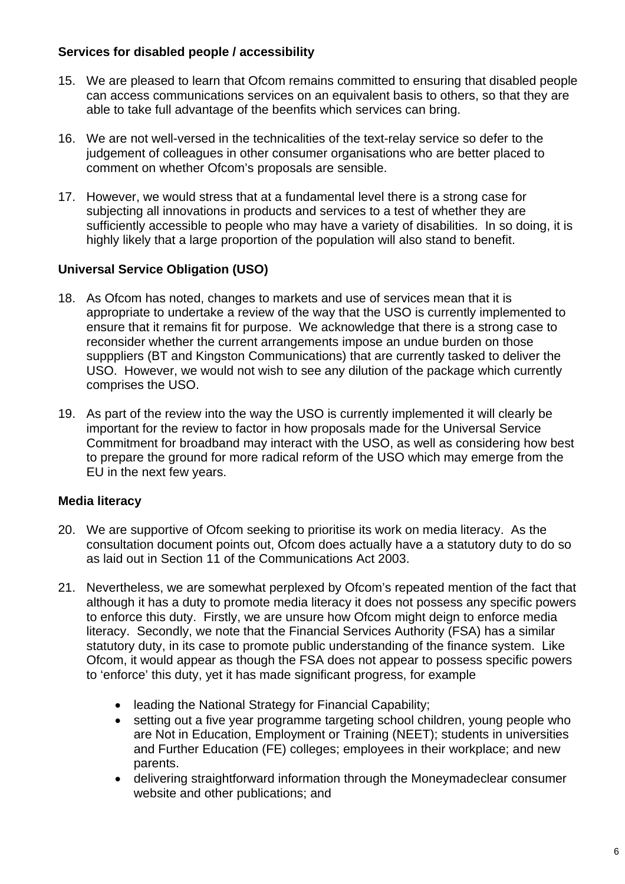**Services for disabled people / accessibility**

15. We are pleased to learn that Ofcom remains committed to ensuring that disabled people can access communications services on an equivalent basis to others, so that they are able to take full advantage of the beenfits which services can bring.

16. We are not well-versed in the technicalities of the text-relay service so defer to the judgement of colleagues in other consumer organisations who are better placed to comment on whether Ofcom's proposals are sensible.

17. However, we would stress that at a fundamental level there is a strong case for subjecting all innovations in products and services to a test of whether they are sufficiently accessible to people who may have a variety of disabilities. In so doing, it is highly likely that a large proportion of the population will also stand to benefit.

**Universal Service Obligation (USO)**

18. As Ofcom has noted, changes to markets and use of services mean that it is appropriate to undertake a review of the way that the USO is currently implemented to ensure that it remains fit for purpose. We acknowledge that there is a strong case to reconsider whether the current arrangements impose an undue burden on those supppliers (BT and Kingston Communications) that are currently tasked to deliver the USO. However, we would not wish to see any dilution of the package which currently comprises the USO.

19. As part of the review into the way the USO is currently implemented it will clearly be important for the review to factor in how proposals made for the Universal Service Commitment for broadband may interact with the USO, as well as considering how best to prepare the ground for more radical reform of the USO which may emerge from the EU in the next few years.

**Media literacy**

20. We are supportive of Ofcom seeking to prioritise its work on media literacy. As the consultation document points out, Ofcom does actually have a a statutory duty to do so as laid out in Section 11 of the Communications Act 2003.

21. Nevertheless, we are somewhat perplexed by Ofcom's repeated mention of the fact that although it has a duty to promote media literacy it does not possess any specific powers to enforce this duty. Firstly, we are unsure how Ofcom might deign to enforce media literacy. Secondly, we note that the Financial Services Authority (FSA) has a similar statutory duty, in its case to promote public understanding of the finance system. Like Ofcom, it would appear as though the FSA does not appear to possess specific powers to 'enforce' this duty, yet it has made significant progress, for example

    - leading the National Strategy for Financial Capability;
    - setting out a five year programme targeting school children, young people who are Not in Education, Employment or Training (NEET); students in universities and Further Education (FE) colleges; employees in their workplace; and new parents.
    - delivering straightforward information through the Moneymadeclear consumer website and other publications; and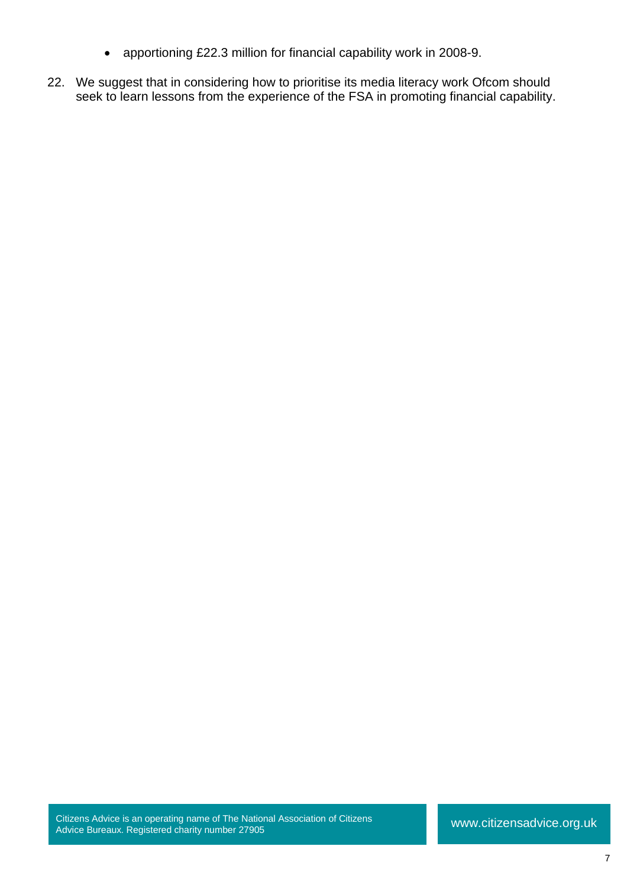- apportioning £22.3 million for financial capability work in 2008-9.

22. We suggest that in considering how to prioritise its media literacy work Ofcom should seek to learn lessons from the experience of the FSA in promoting financial capability.